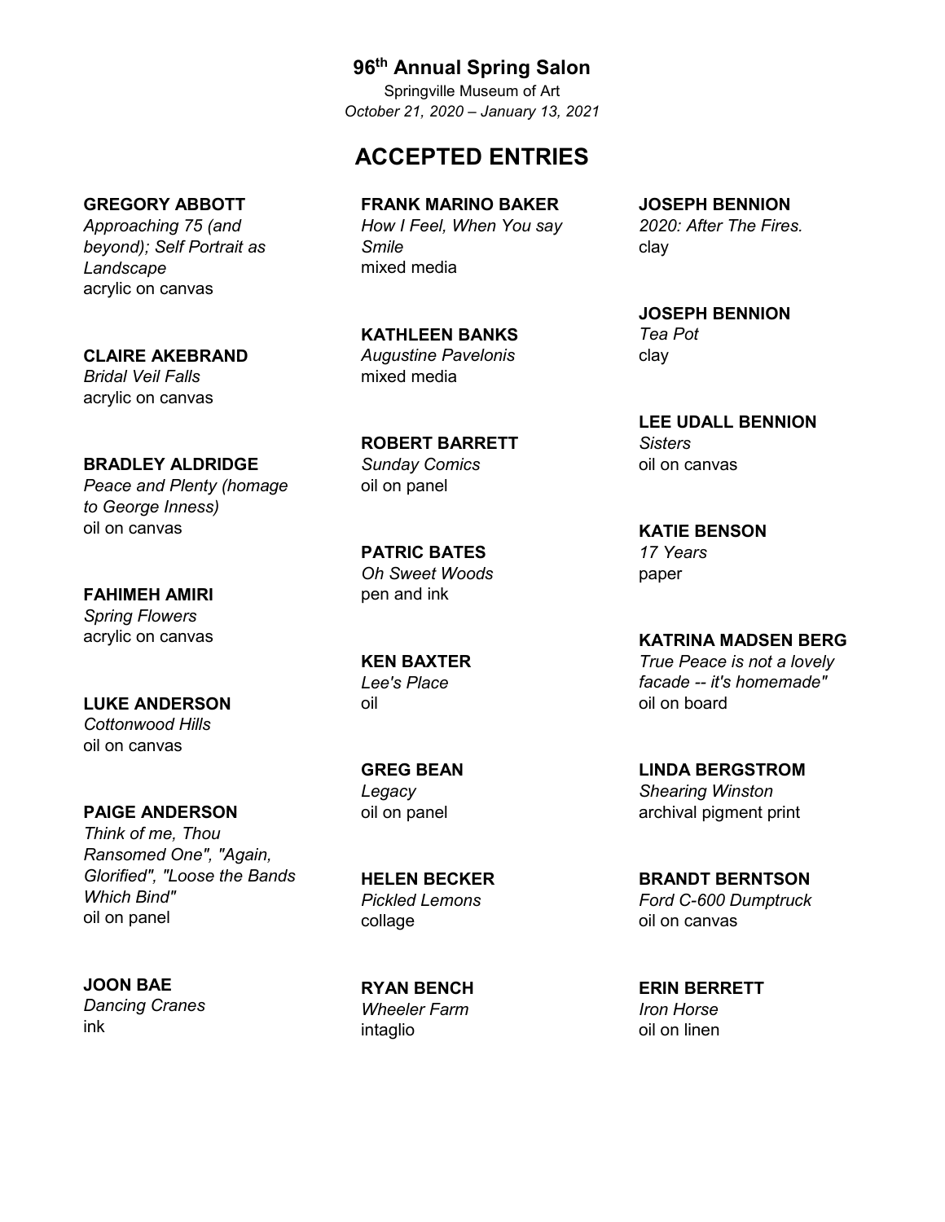**96th Annual Spring Salon**

Springville Museum of Art

*October 21, 2020 – January 13, 2021*

# ACCEPTED ENTRIES

**GREGORY ABBOTT**
*Approaching 75 (and beyond); Self Portrait as Landscape*
acrylic on canvas

**CLAIRE AKEBRAND**
*Bridal Veil Falls*
acrylic on canvas

**BRADLEY ALDRIDGE**
*Peace and Plenty (homage to George Inness)*
oil on canvas

**FAHIMEH AMIRI**
*Spring Flowers*
acrylic on canvas

**LUKE ANDERSON**
*Cottonwood Hills*
oil on canvas

**PAIGE ANDERSON**
*Think of me, Thou Ransomed One", "Again, Glorified", "Loose the Bands Which Bind"*
oil on panel

**JOON BAE**
*Dancing Cranes*
ink

**FRANK MARINO BAKER**
*How I Feel, When You say Smile*
mixed media

**KATHLEEN BANKS**
*Augustine Pavelonis*
mixed media

**ROBERT BARRETT**
*Sunday Comics*
oil on panel

**PATRIC BATES**
*Oh Sweet Woods*
pen and ink

**KEN BAXTER**
*Lee's Place*
oil

**GREG BEAN**
*Legacy*
oil on panel

**HELEN BECKER**
*Pickled Lemons*
collage

**RYAN BENCH**
*Wheeler Farm*
intaglio

**JOSEPH BENNION**
*2020: After The Fires.*
clay

**JOSEPH BENNION**
*Tea Pot*
clay

**LEE UDALL BENNION**
*Sisters*
oil on canvas

**KATIE BENSON**
*17 Years*
paper

**KATRINA MADSEN BERG**
*True Peace is not a lovely facade -- it's homemade"*
oil on board

**LINDA BERGSTROM**
*Shearing Winston*
archival pigment print

**BRANDT BERNTSON**
*Ford C-600 Dumptruck*
oil on canvas

**ERIN BERRETT**
*Iron Horse*
oil on linen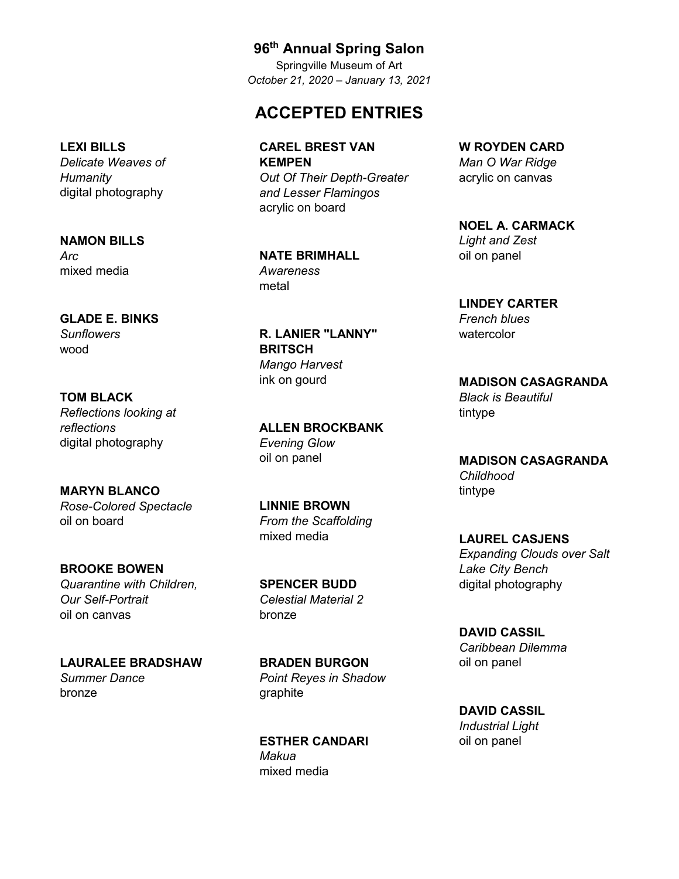## 96th Annual Spring Salon

Springville Museum of Art

*October 21, 2020 – January 13, 2021*

# ACCEPTED ENTRIES

**LEXI BILLS**
*Delicate Weaves of Humanity*
digital photography

**NAMON BILLS**
*Arc*
mixed media

**GLADE E. BINKS**
*Sunflowers*
wood

**TOM BLACK**
*Reflections looking at reflections*
digital photography

**MARYN BLANCO**
*Rose-Colored Spectacle*
oil on board

**BROOKE BOWEN**
*Quarantine with Children, Our Self-Portrait*
oil on canvas

**LAURALEE BRADSHAW**
*Summer Dance*
bronze

**CAREL BREST VAN KEMPEN**
*Out Of Their Depth-Greater and Lesser Flamingos*
acrylic on board

**NATE BRIMHALL**
*Awareness*
metal

**R. LANIER "LANNY" BRITSCH**
*Mango Harvest*
ink on gourd

**ALLEN BROCKBANK**
*Evening Glow*
oil on panel

**LINNIE BROWN**
*From the Scaffolding*
mixed media

**SPENCER BUDD**
*Celestial Material 2*
bronze

**BRADEN BURGON**
*Point Reyes in Shadow*
graphite

**ESTHER CANDARI**
*Makua*
mixed media

**W ROYDEN CARD**
*Man O War Ridge*
acrylic on canvas

**NOEL A. CARMACK**
*Light and Zest*
oil on panel

**LINDEY CARTER**
*French blues*
watercolor

**MADISON CASAGRANDA**
*Black is Beautiful*
tintype

**MADISON CASAGRANDA**
*Childhood*
tintype

**LAUREL CASJENS**
*Expanding Clouds over Salt Lake City Bench*
digital photography

**DAVID CASSIL**
*Caribbean Dilemma*
oil on panel

**DAVID CASSIL**
*Industrial Light*
oil on panel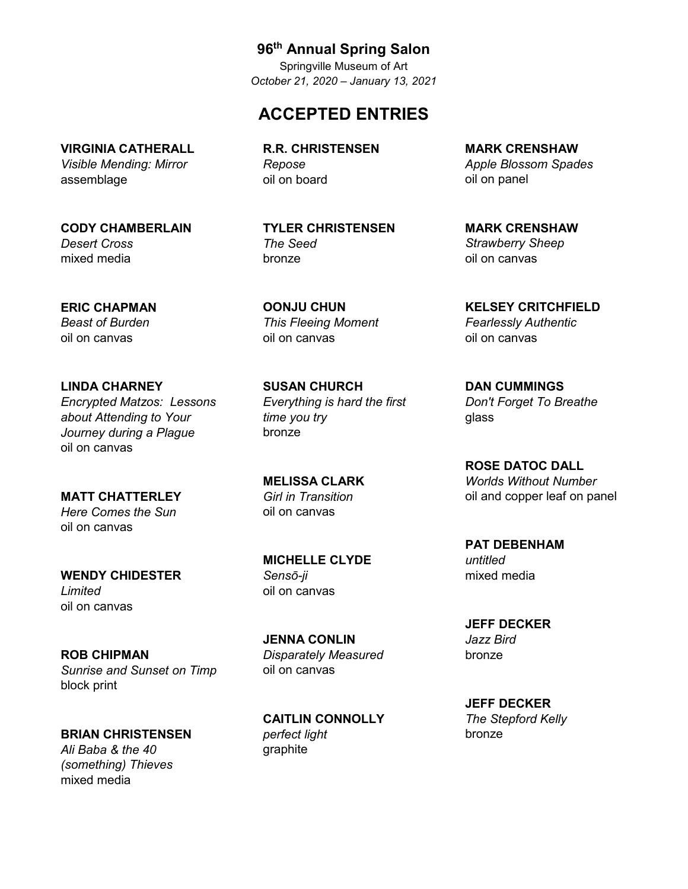## 96th Annual Spring Salon

Springville Museum of Art

*October 21, 2020 – January 13, 2021*

# ACCEPTED ENTRIES

**VIRGINIA CATHERALL**
*Visible Mending: Mirror*
assemblage

**CODY CHAMBERLAIN**
*Desert Cross*
mixed media

**ERIC CHAPMAN**
*Beast of Burden*
oil on canvas

**LINDA CHARNEY**
*Encrypted Matzos: Lessons about Attending to Your Journey during a Plague*
oil on canvas

**MATT CHATTERLEY**
*Here Comes the Sun*
oil on canvas

**WENDY CHIDESTER**
*Limited*
oil on canvas

**ROB CHIPMAN**
*Sunrise and Sunset on Timp*
block print

**BRIAN CHRISTENSEN**
*Ali Baba & the 40 (something) Thieves*
mixed media

**R.R. CHRISTENSEN**
*Repose*
oil on board

**TYLER CHRISTENSEN**
*The Seed*
bronze

**OONJU CHUN**
*This Fleeing Moment*
oil on canvas

**SUSAN CHURCH**
*Everything is hard the first time you try*
bronze

**MELISSA CLARK**
*Girl in Transition*
oil on canvas

**MICHELLE CLYDE**
*Sensō-ji*
oil on canvas

**JENNA CONLIN**
*Disparately Measured*
oil on canvas

**CAITLIN CONNOLLY**
*perfect light*
graphite

**MARK CRENSHAW**
*Apple Blossom Spades*
oil on panel

**MARK CRENSHAW**
*Strawberry Sheep*
oil on canvas

**KELSEY CRITCHFIELD**
*Fearlessly Authentic*
oil on canvas

**DAN CUMMINGS**
*Don't Forget To Breathe*
glass

**ROSE DATOC DALL**
*Worlds Without Number*
oil and copper leaf on panel

**PAT DEBENHAM**
*untitled*
mixed media

**JEFF DECKER**
*Jazz Bird*
bronze

**JEFF DECKER**
*The Stepford Kelly*
bronze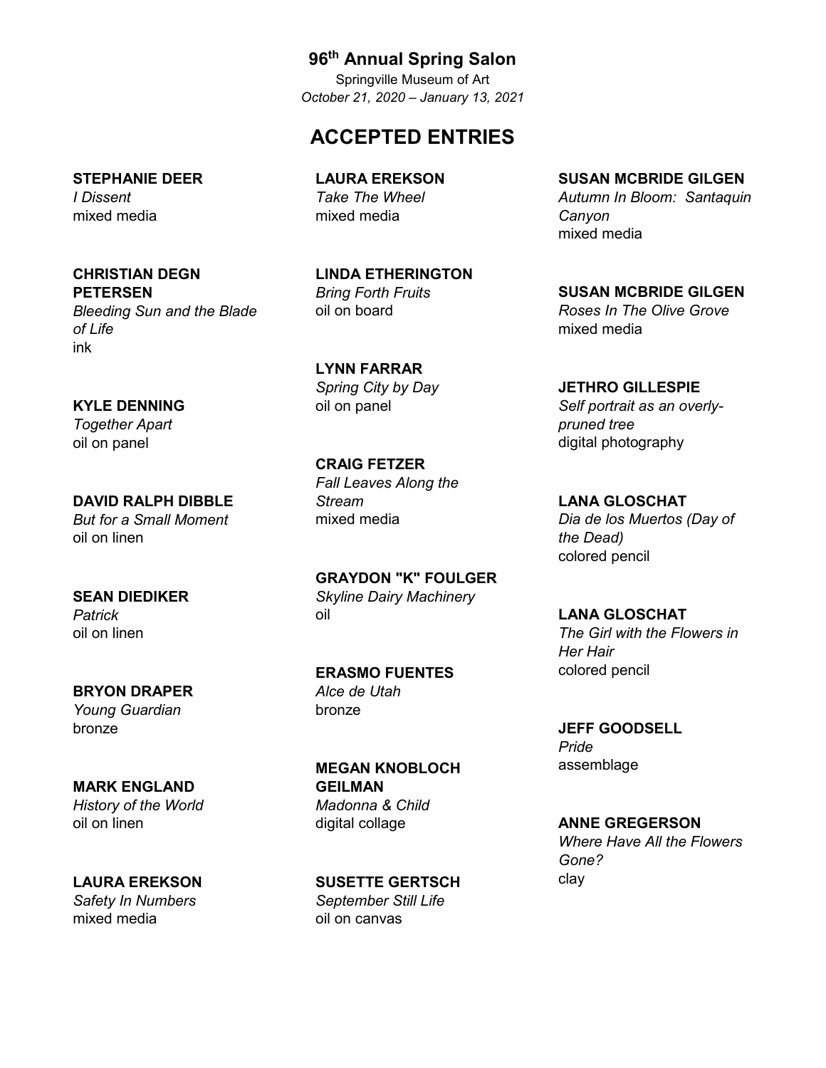## 96th Annual Spring Salon

Springville Museum of Art

*October 21, 2020 – January 13, 2021*

# ACCEPTED ENTRIES

**STEPHANIE DEER**
*I Dissent*
mixed media

**CHRISTIAN DEGN PETERSEN**
*Bleeding Sun and the Blade of Life*
ink

**KYLE DENNING**
*Together Apart*
oil on panel

**DAVID RALPH DIBBLE**
*But for a Small Moment*
oil on linen

**SEAN DIEDIKER**
*Patrick*
oil on linen

**BRYON DRAPER**
*Young Guardian*
bronze

**MARK ENGLAND**
*History of the World*
oil on linen

**LAURA EREKSON**
*Safety In Numbers*
mixed media

**LAURA EREKSON**
*Take The Wheel*
mixed media

**LINDA ETHERINGTON**
*Bring Forth Fruits*
oil on board

**LYNN FARRAR**
*Spring City by Day*
oil on panel

**CRAIG FETZER**
*Fall Leaves Along the Stream*
mixed media

**GRAYDON "K" FOULGER**
*Skyline Dairy Machinery*
oil

**ERASMO FUENTES**
*Alce de Utah*
bronze

**MEGAN KNOBLOCH GEILMAN**
*Madonna & Child*
digital collage

**SUSETTE GERTSCH**
*September Still Life*
oil on canvas

**SUSAN MCBRIDE GILGEN**
*Autumn In Bloom: Santaquin Canyon*
mixed media

**SUSAN MCBRIDE GILGEN**
*Roses In The Olive Grove*
mixed media

**JETHRO GILLESPIE**
*Self portrait as an overly-pruned tree*
digital photography

**LANA GLOSCHAT**
*Dia de los Muertos (Day of the Dead)*
colored pencil

**LANA GLOSCHAT**
*The Girl with the Flowers in Her Hair*
colored pencil

**JEFF GOODSELL**
*Pride*
assemblage

**ANNE GREGERSON**
*Where Have All the Flowers Gone?*
clay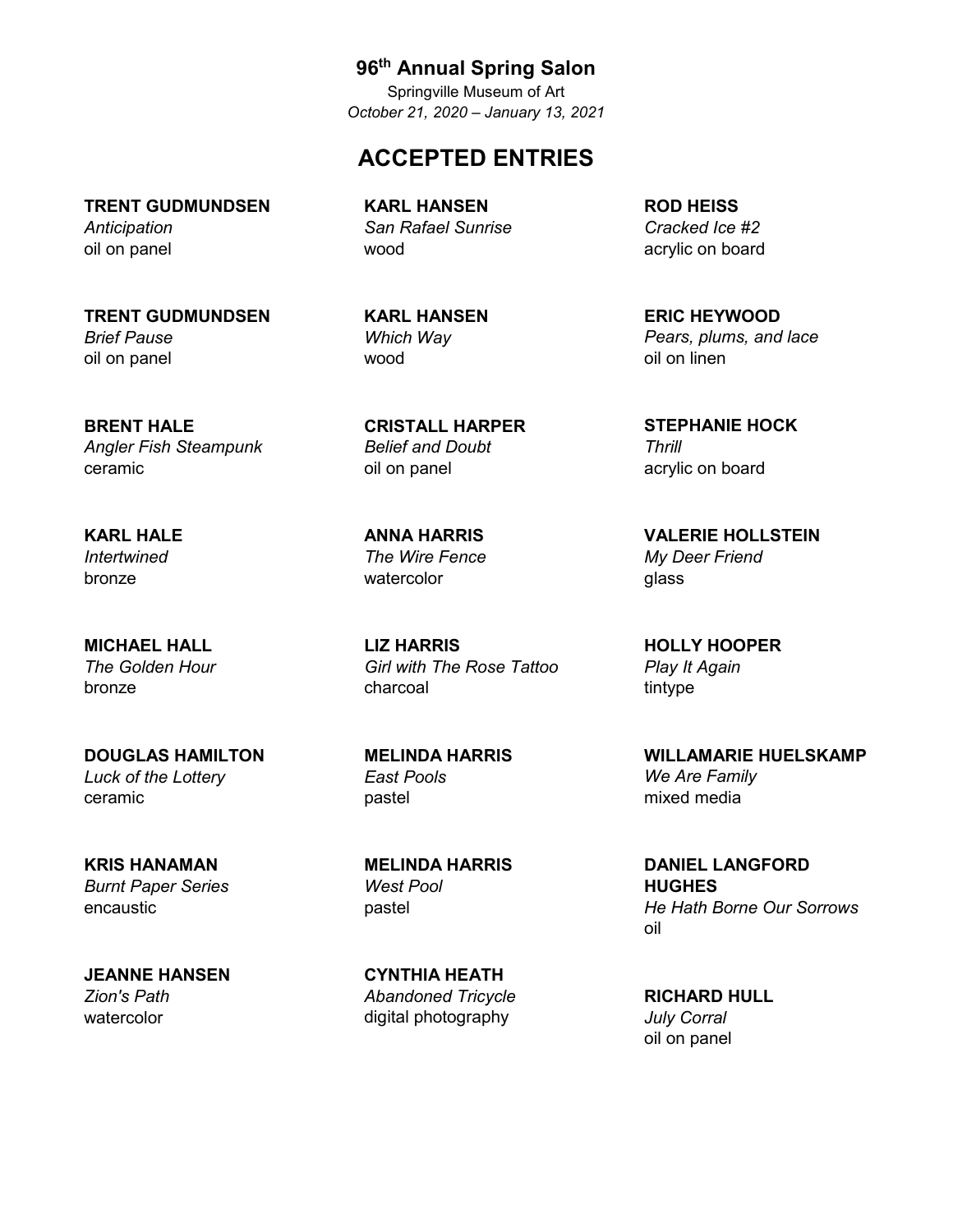## 96th Annual Spring Salon

Springville Museum of Art

*October 21, 2020 – January 13, 2021*

# ACCEPTED ENTRIES

**TRENT GUDMUNDSEN**
*Anticipation*
oil on panel

**TRENT GUDMUNDSEN**
*Brief Pause*
oil on panel

**BRENT HALE**
*Angler Fish Steampunk*
ceramic

**KARL HALE**
*Intertwined*
bronze

**MICHAEL HALL**
*The Golden Hour*
bronze

**DOUGLAS HAMILTON**
*Luck of the Lottery*
ceramic

**KRIS HANAMAN**
*Burnt Paper Series*
encaustic

**JEANNE HANSEN**
*Zion's Path*
watercolor

**KARL HANSEN**
*San Rafael Sunrise*
wood

**KARL HANSEN**
*Which Way*
wood

**CRISTALL HARPER**
*Belief and Doubt*
oil on panel

**ANNA HARRIS**
*The Wire Fence*
watercolor

**LIZ HARRIS**
*Girl with The Rose Tattoo*
charcoal

**MELINDA HARRIS**
*East Pools*
pastel

**MELINDA HARRIS**
*West Pool*
pastel

**CYNTHIA HEATH**
*Abandoned Tricycle*
digital photography

**ROD HEISS**
*Cracked Ice #2*
acrylic on board

**ERIC HEYWOOD**
*Pears, plums, and lace*
oil on linen

**STEPHANIE HOCK**
*Thrill*
acrylic on board

**VALERIE HOLLSTEIN**
*My Deer Friend*
glass

**HOLLY HOOPER**
*Play It Again*
tintype

**WILLAMARIE HUELSKAMP**
*We Are Family*
mixed media

**DANIEL LANGFORD HUGHES**
*He Hath Borne Our Sorrows*
oil

**RICHARD HULL**
*July Corral*
oil on panel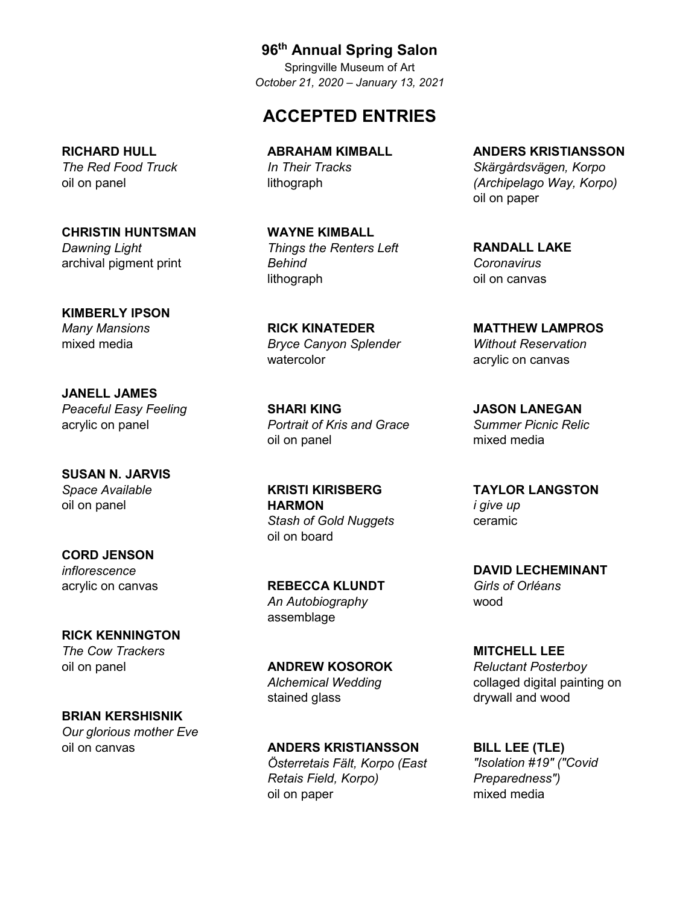**96th Annual Spring Salon**

Springville Museum of Art

*October 21, 2020 – January 13, 2021*

## ACCEPTED ENTRIES

**RICHARD HULL**
*The Red Food Truck*
oil on panel

**CHRISTIN HUNTSMAN**
*Dawning Light*
archival pigment print

**KIMBERLY IPSON**
*Many Mansions*
mixed media

**JANELL JAMES**
*Peaceful Easy Feeling*
acrylic on panel

**SUSAN N. JARVIS**
*Space Available*
oil on panel

**CORD JENSON**
*inflorescence*
acrylic on canvas

**RICK KENNINGTON**
*The Cow Trackers*
oil on panel

**BRIAN KERSHISNIK**
*Our glorious mother Eve*
oil on canvas

**ABRAHAM KIMBALL**
*In Their Tracks*
lithograph

**WAYNE KIMBALL**
*Things the Renters Left Behind*
lithograph

**RICK KINATEDER**
*Bryce Canyon Splender*
watercolor

**SHARI KING**
*Portrait of Kris and Grace*
oil on panel

**KRISTI KIRISBERG HARMON**
*Stash of Gold Nuggets*
oil on board

**REBECCA KLUNDT**
*An Autobiography*
assemblage

**ANDREW KOSOROK**
*Alchemical Wedding*
stained glass

**ANDERS KRISTIANSSON**
*Österretais Fält, Korpo (East Retais Field, Korpo)*
oil on paper

**ANDERS KRISTIANSSON**
*Skärgårdsvägen, Korpo (Archipelago Way, Korpo)*
oil on paper

**RANDALL LAKE**
*Coronavirus*
oil on canvas

**MATTHEW LAMPROS**
*Without Reservation*
acrylic on canvas

**JASON LANEGAN**
*Summer Picnic Relic*
mixed media

**TAYLOR LANGSTON**
*i give up*
ceramic

**DAVID LECHEMINANT**
*Girls of Orléans*
wood

**MITCHELL LEE**
*Reluctant Posterboy*
collaged digital painting on drywall and wood

**BILL LEE (TLE)**
*"Isolation #19" ("Covid Preparedness")*
mixed media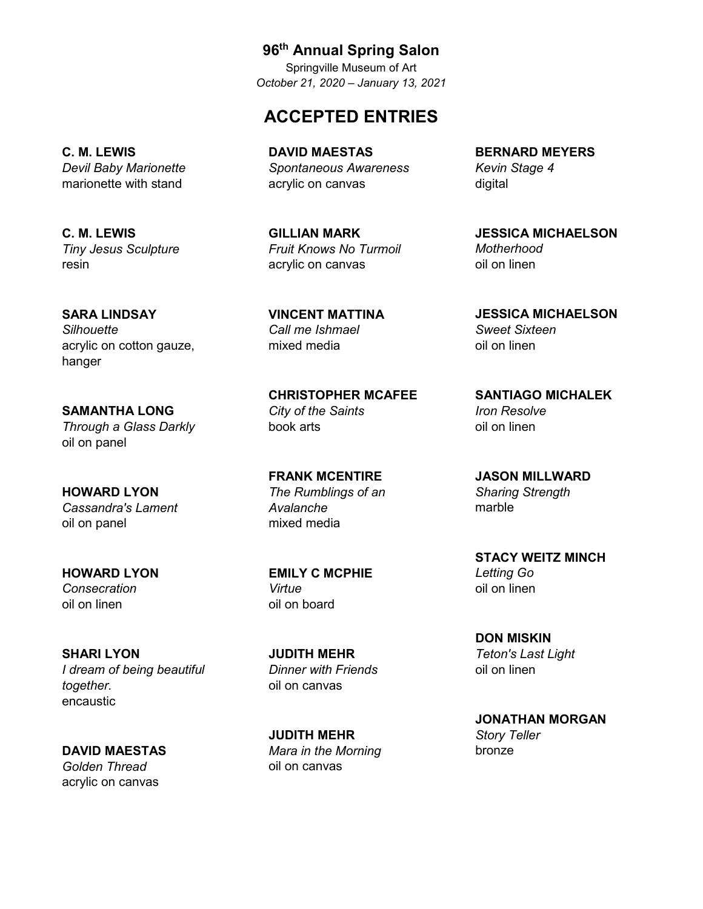## 96th Annual Spring Salon

Springville Museum of Art

*October 21, 2020 – January 13, 2021*

# ACCEPTED ENTRIES

**C. M. LEWIS**
*Devil Baby Marionette*
marionette with stand

**C. M. LEWIS**
*Tiny Jesus Sculpture*
resin

**SARA LINDSAY**
*Silhouette*
acrylic on cotton gauze, hanger

**SAMANTHA LONG**
*Through a Glass Darkly*
oil on panel

**HOWARD LYON**
*Cassandra's Lament*
oil on panel

**HOWARD LYON**
*Consecration*
oil on linen

**SHARI LYON**
*I dream of being beautiful together.*
encaustic

**DAVID MAESTAS**
*Golden Thread*
acrylic on canvas

**DAVID MAESTAS**
*Spontaneous Awareness*
acrylic on canvas

**GILLIAN MARK**
*Fruit Knows No Turmoil*
acrylic on canvas

**VINCENT MATTINA**
*Call me Ishmael*
mixed media

**CHRISTOPHER MCAFEE**
*City of the Saints*
book arts

**FRANK MCENTIRE**
*The Rumblings of an Avalanche*
mixed media

**EMILY C MCPHIE**
*Virtue*
oil on board

**JUDITH MEHR**
*Dinner with Friends*
oil on canvas

**JUDITH MEHR**
*Mara in the Morning*
oil on canvas

**BERNARD MEYERS**
*Kevin Stage 4*
digital

**JESSICA MICHAELSON**
*Motherhood*
oil on linen

**JESSICA MICHAELSON**
*Sweet Sixteen*
oil on linen

**SANTIAGO MICHALEK**
*Iron Resolve*
oil on linen

**JASON MILLWARD**
*Sharing Strength*
marble

**STACY WEITZ MINCH**
*Letting Go*
oil on linen

**DON MISKIN**
*Teton's Last Light*
oil on linen

**JONATHAN MORGAN**
*Story Teller*
bronze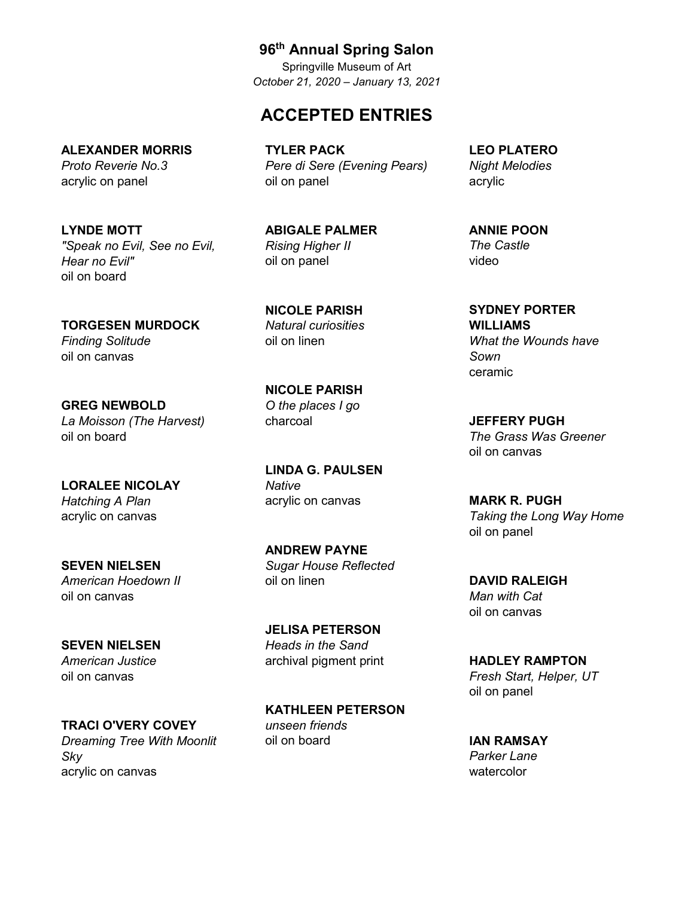## 96th Annual Spring Salon

Springville Museum of Art
*October 21, 2020 – January 13, 2021*

# ACCEPTED ENTRIES

**ALEXANDER MORRIS**
*Proto Reverie No.3*
acrylic on panel

**LYNDE MOTT**
*"Speak no Evil, See no Evil, Hear no Evil"*
oil on board

**TORGESEN MURDOCK**
*Finding Solitude*
oil on canvas

**GREG NEWBOLD**
*La Moisson (The Harvest)*
oil on board

**LORALEE NICOLAY**
*Hatching A Plan*
acrylic on canvas

**SEVEN NIELSEN**
*American Hoedown II*
oil on canvas

**SEVEN NIELSEN**
*American Justice*
oil on canvas

**TRACI O'VERY COVEY**
*Dreaming Tree With Moonlit Sky*
acrylic on canvas

**TYLER PACK**
*Pere di Sere (Evening Pears)*
oil on panel

**ABIGALE PALMER**
*Rising Higher II*
oil on panel

**NICOLE PARISH**
*Natural curiosities*
oil on linen

**NICOLE PARISH**
*O the places I go*
charcoal

**LINDA G. PAULSEN**
*Native*
acrylic on canvas

**ANDREW PAYNE**
*Sugar House Reflected*
oil on linen

**JELISA PETERSON**
*Heads in the Sand*
archival pigment print

**KATHLEEN PETERSON**
*unseen friends*
oil on board

**LEO PLATERO**
*Night Melodies*
acrylic

**ANNIE POON**
*The Castle*
video

**SYDNEY PORTER WILLIAMS**
*What the Wounds have Sown*
ceramic

**JEFFERY PUGH**
*The Grass Was Greener*
oil on canvas

**MARK R. PUGH**
*Taking the Long Way Home*
oil on panel

**DAVID RALEIGH**
*Man with Cat*
oil on canvas

**HADLEY RAMPTON**
*Fresh Start, Helper, UT*
oil on panel

**IAN RAMSAY**
*Parker Lane*
watercolor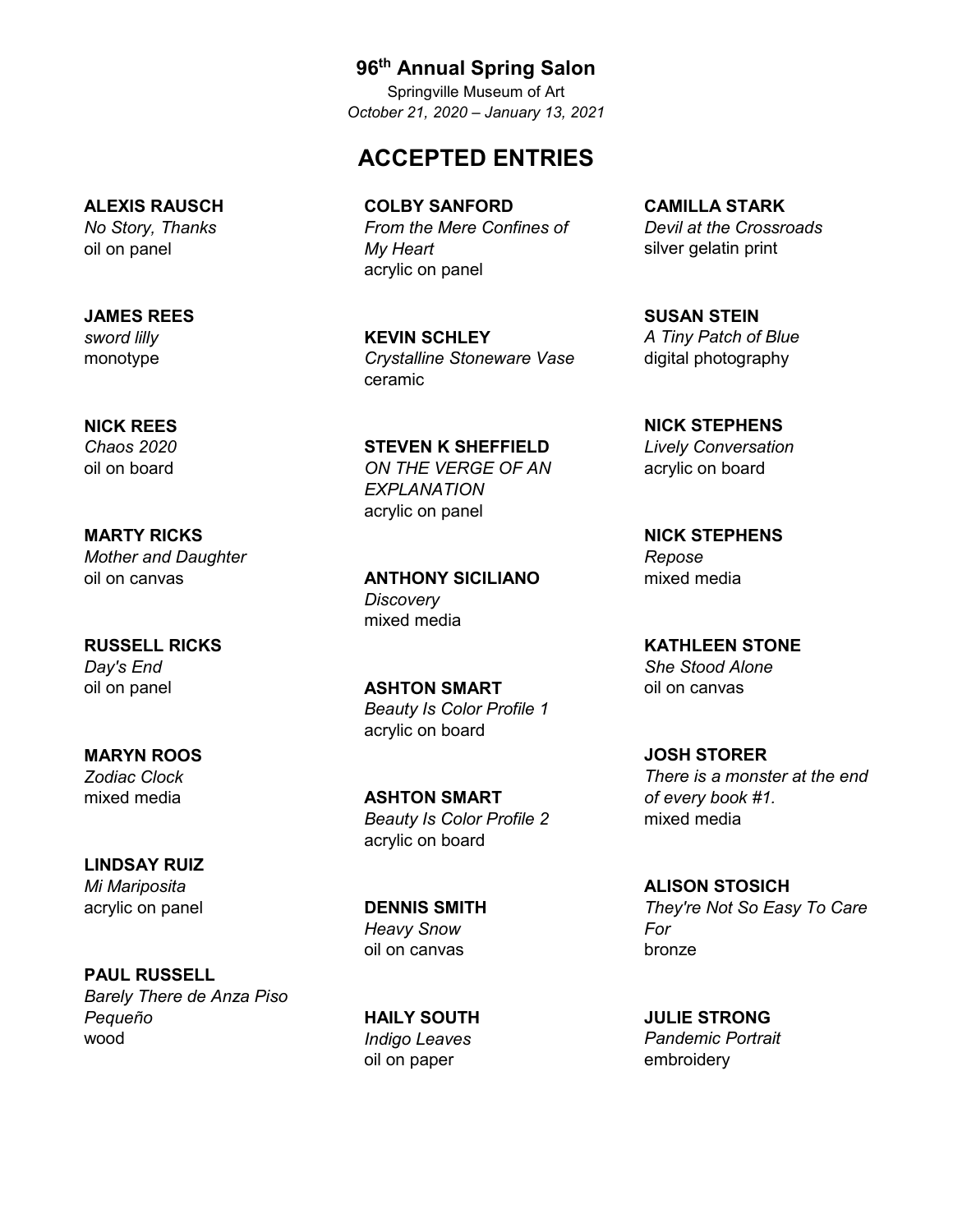**96th Annual Spring Salon**

Springville Museum of Art

*October 21, 2020 – January 13, 2021*

## ACCEPTED ENTRIES

**ALEXIS RAUSCH**
*No Story, Thanks*
oil on panel

**JAMES REES**
*sword lilly*
monotype

**NICK REES**
*Chaos 2020*
oil on board

**MARTY RICKS**
*Mother and Daughter*
oil on canvas

**RUSSELL RICKS**
*Day's End*
oil on panel

**MARYN ROOS**
*Zodiac Clock*
mixed media

**LINDSAY RUIZ**
*Mi Mariposita*
acrylic on panel

**PAUL RUSSELL**
*Barely There de Anza Piso Pequeño*
wood

**COLBY SANFORD**
*From the Mere Confines of My Heart*
acrylic on panel

**KEVIN SCHLEY**
*Crystalline Stoneware Vase*
ceramic

**STEVEN K SHEFFIELD**
*ON THE VERGE OF AN EXPLANATION*
acrylic on panel

**ANTHONY SICILIANO**
*Discovery*
mixed media

**ASHTON SMART**
*Beauty Is Color Profile 1*
acrylic on board

**ASHTON SMART**
*Beauty Is Color Profile 2*
acrylic on board

**DENNIS SMITH**
*Heavy Snow*
oil on canvas

**HAILY SOUTH**
*Indigo Leaves*
oil on paper

**CAMILLA STARK**
*Devil at the Crossroads*
silver gelatin print

**SUSAN STEIN**
*A Tiny Patch of Blue*
digital photography

**NICK STEPHENS**
*Lively Conversation*
acrylic on board

**NICK STEPHENS**
*Repose*
mixed media

**KATHLEEN STONE**
*She Stood Alone*
oil on canvas

**JOSH STORER**
*There is a monster at the end of every book #1.*
mixed media

**ALISON STOSICH**
*They're Not So Easy To Care For*
bronze

**JULIE STRONG**
*Pandemic Portrait*
embroidery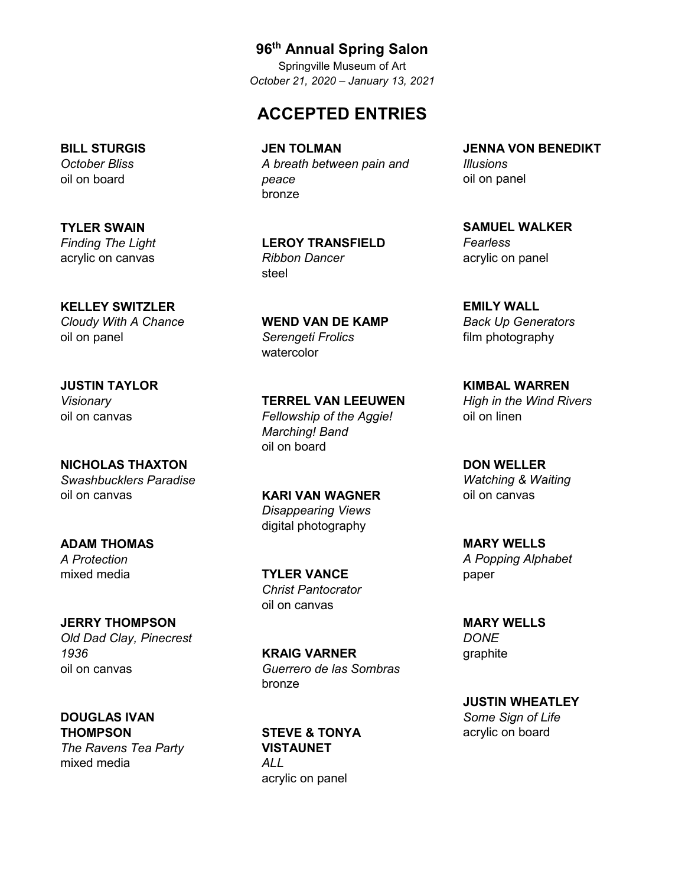## 96th Annual Spring Salon

Springville Museum of Art
*October 21, 2020 – January 13, 2021*

# ACCEPTED ENTRIES

**BILL STURGIS**
*October Bliss*
oil on board

**TYLER SWAIN**
*Finding The Light*
acrylic on canvas

**KELLEY SWITZLER**
*Cloudy With A Chance*
oil on panel

**JUSTIN TAYLOR**
*Visionary*
oil on canvas

**NICHOLAS THAXTON**
*Swashbucklers Paradise*
oil on canvas

**ADAM THOMAS**
*A Protection*
mixed media

**JERRY THOMPSON**
*Old Dad Clay, Pinecrest 1936*
oil on canvas

**DOUGLAS IVAN THOMPSON**
*The Ravens Tea Party*
mixed media

**JEN TOLMAN**
*A breath between pain and peace*
bronze

**LEROY TRANSFIELD**
*Ribbon Dancer*
steel

**WEND VAN DE KAMP**
*Serengeti Frolics*
watercolor

**TERREL VAN LEEUWEN**
*Fellowship of the Aggie! Marching! Band*
oil on board

**KARI VAN WAGNER**
*Disappearing Views*
digital photography

**TYLER VANCE**
*Christ Pantocrator*
oil on canvas

**KRAIG VARNER**
*Guerrero de las Sombras*
bronze

**STEVE & TONYA VISTAUNET**
*ALL*
acrylic on panel

**JENNA VON BENEDIKT**
*Illusions*
oil on panel

**SAMUEL WALKER**
*Fearless*
acrylic on panel

**EMILY WALL**
*Back Up Generators*
film photography

**KIMBAL WARREN**
*High in the Wind Rivers*
oil on linen

**DON WELLER**
*Watching & Waiting*
oil on canvas

**MARY WELLS**
*A Popping Alphabet*
paper

**MARY WELLS**
*DONE*
graphite

**JUSTIN WHEATLEY**
*Some Sign of Life*
acrylic on board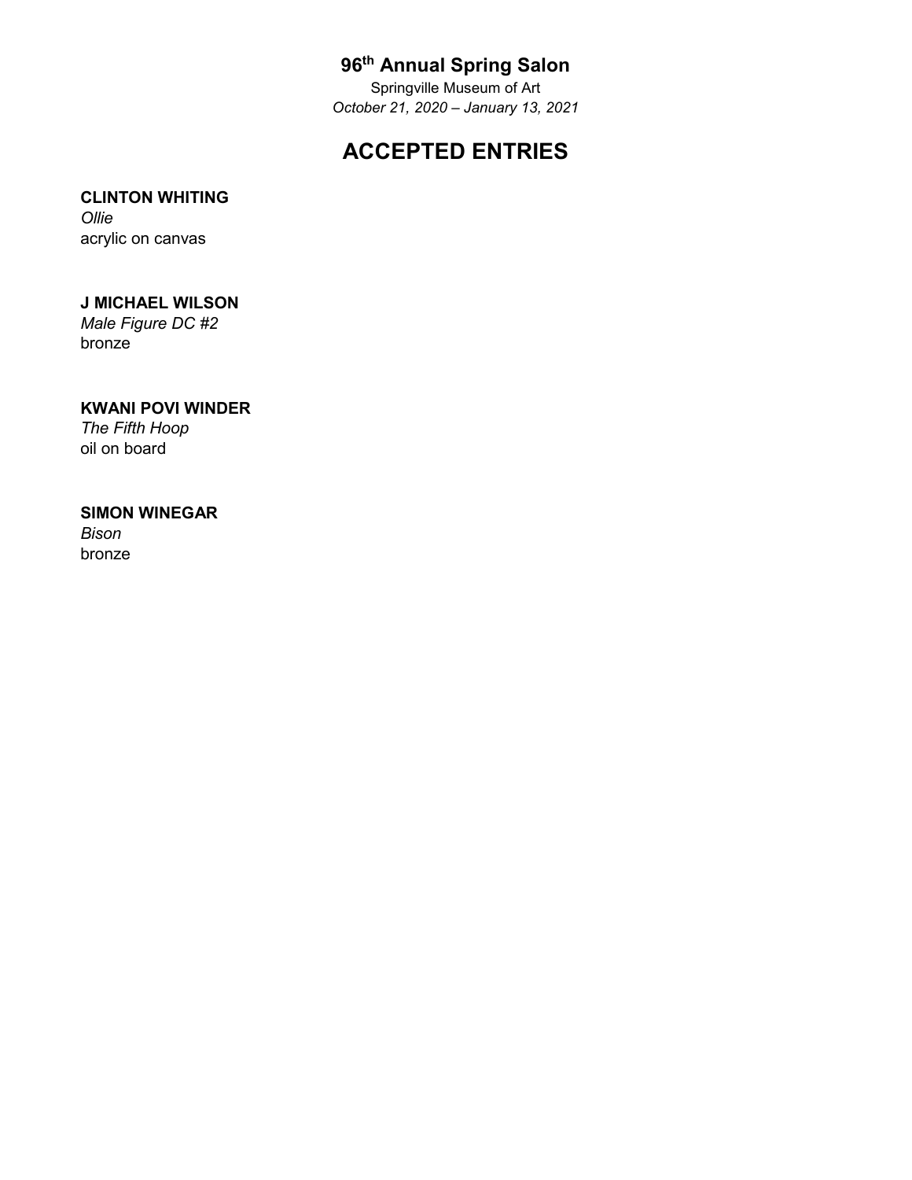**96th Annual Spring Salon**

Springville Museum of Art

*October 21, 2020 – January 13, 2021*

# ACCEPTED ENTRIES

**CLINTON WHITING**
*Ollie*
acrylic on canvas

**J MICHAEL WILSON**
*Male Figure DC #2*
bronze

**KWANI POVI WINDER**
*The Fifth Hoop*
oil on board

**SIMON WINEGAR**
*Bison*
bronze